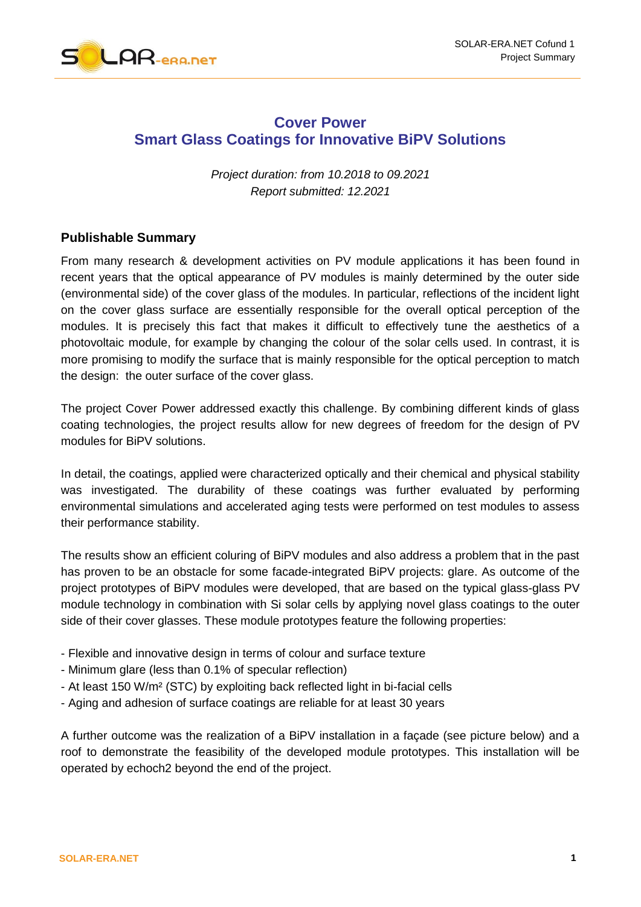# Cover Power
# Smart Glass Coatings for Innovative BiPV Solutions

*Project duration: from 10.2018 to 09.2021*
*Report submitted: 12.2021*

## Publishable Summary

From many research & development activities on PV module applications it has been found in recent years that the optical appearance of PV modules is mainly determined by the outer side (environmental side) of the cover glass of the modules. In particular, reflections of the incident light on the cover glass surface are essentially responsible for the overall optical perception of the modules. It is precisely this fact that makes it difficult to effectively tune the aesthetics of a photovoltaic module, for example by changing the colour of the solar cells used. In contrast, it is more promising to modify the surface that is mainly responsible for the optical perception to match the design: the outer surface of the cover glass.

The project Cover Power addressed exactly this challenge. By combining different kinds of glass coating technologies, the project results allow for new degrees of freedom for the design of PV modules for BiPV solutions.

In detail, the coatings, applied were characterized optically and their chemical and physical stability was investigated. The durability of these coatings was further evaluated by performing environmental simulations and accelerated aging tests were performed on test modules to assess their performance stability.

The results show an efficient coluring of BiPV modules and also address a problem that in the past has proven to be an obstacle for some facade-integrated BiPV projects: glare. As outcome of the project prototypes of BiPV modules were developed, that are based on the typical glass-glass PV module technology in combination with Si solar cells by applying novel glass coatings to the outer side of their cover glasses. These module prototypes feature the following properties:

- Flexible and innovative design in terms of colour and surface texture
- Minimum glare (less than 0.1% of specular reflection)
- At least 150 W/m² (STC) by exploiting back reflected light in bi-facial cells
- Aging and adhesion of surface coatings are reliable for at least 30 years

A further outcome was the realization of a BiPV installation in a façade (see picture below) and a roof to demonstrate the feasibility of the developed module prototypes. This installation will be operated by echoch2 beyond the end of the project.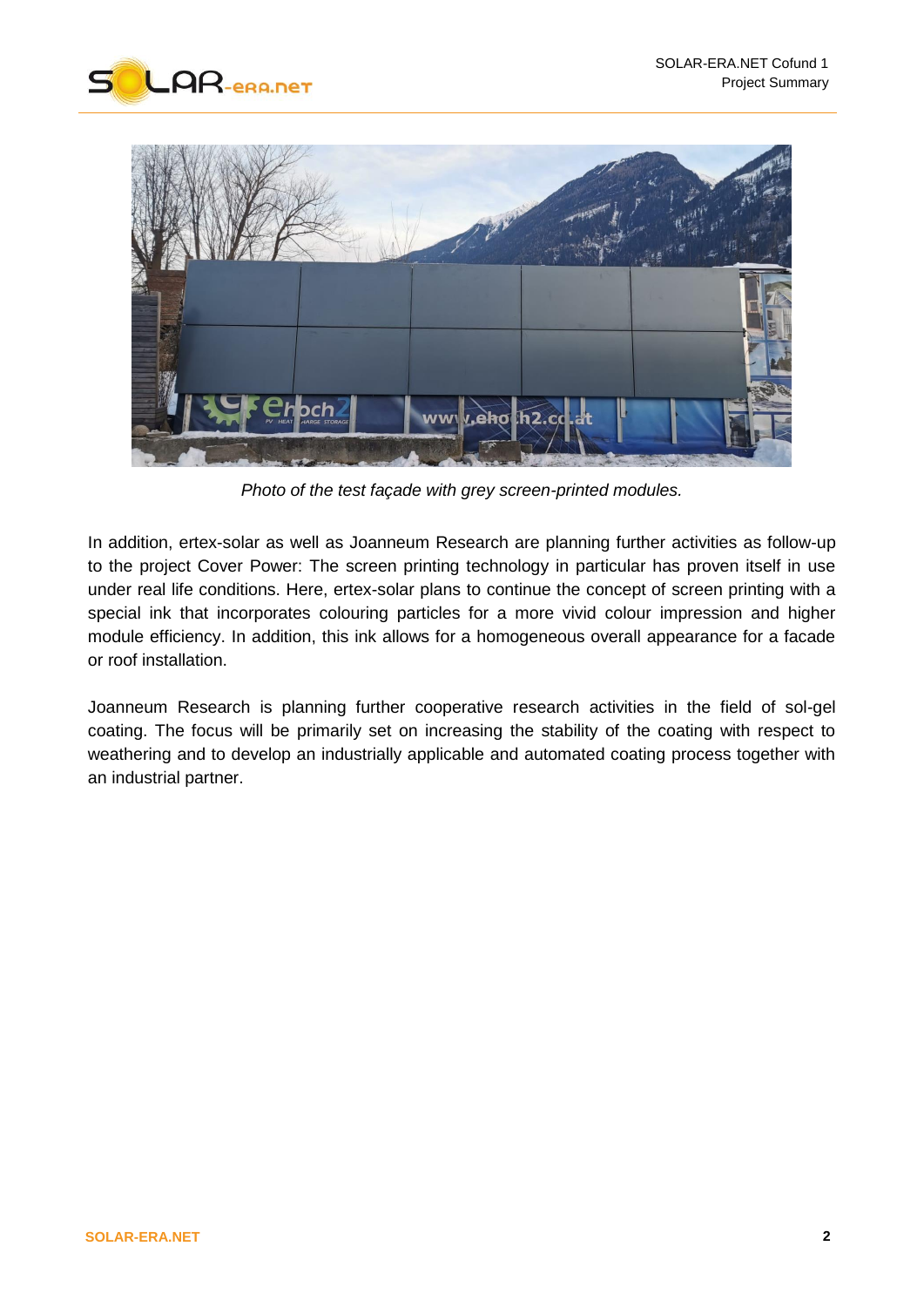*Photo of the test façade with grey screen-printed modules.*

In addition, ertex-solar as well as Joanneum Research are planning further activities as follow-up to the project Cover Power: The screen printing technology in particular has proven itself in use under real life conditions. Here, ertex-solar plans to continue the concept of screen printing with a special ink that incorporates colouring particles for a more vivid colour impression and higher module efficiency. In addition, this ink allows for a homogeneous overall appearance for a facade or roof installation.

Joanneum Research is planning further cooperative research activities in the field of sol-gel coating. The focus will be primarily set on increasing the stability of the coating with respect to weathering and to develop an industrially applicable and automated coating process together with an industrial partner.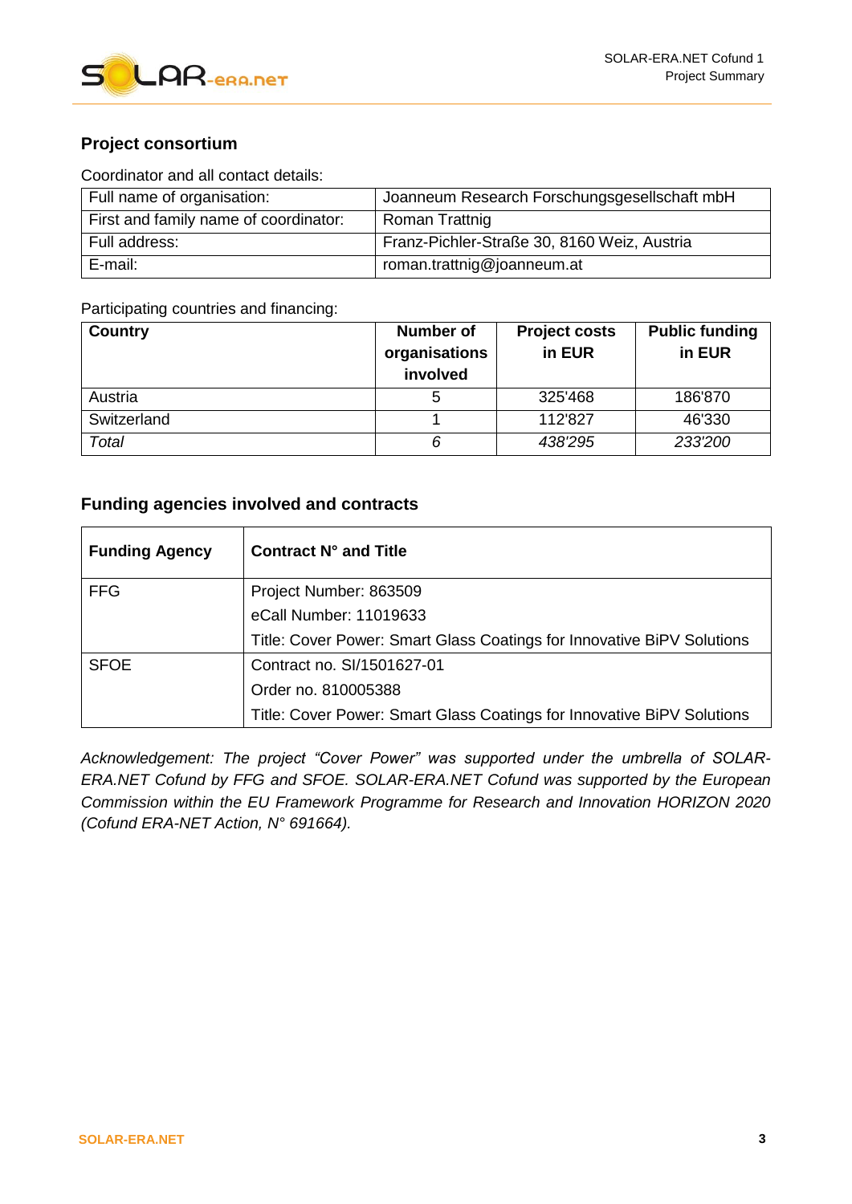## Project consortium

Coordinator and all contact details:

| | |
|---|---|
| Full name of organisation: | Joanneum Research Forschungsgesellschaft mbH |
| First and family name of coordinator: | Roman Trattnig |
| Full address: | Franz-Pichler-Straße 30, 8160 Weiz, Austria |
| E-mail: | roman.trattnig@joanneum.at |

Participating countries and financing:

| **Country** | **Number of organisations involved** | **Project costs in EUR** | **Public funding in EUR** |
|---|---|---|---|
| Austria | 5 | 325'468 | 186'870 |
| Switzerland | 1 | 112'827 | 46'330 |
| *Total* | *6* | *438'295* | *233'200* |

## Funding agencies involved and contracts

| **Funding Agency** | **Contract N° and Title** |
|---|---|
| FFG | Project Number: 863509<br>eCall Number: 11019633<br>Title: Cover Power: Smart Glass Coatings for Innovative BiPV Solutions |
| SFOE | Contract no. SI/1501627-01<br>Order no. 810005388<br>Title: Cover Power: Smart Glass Coatings for Innovative BiPV Solutions |

*Acknowledgement: The project "Cover Power" was supported under the umbrella of SOLAR-ERA.NET Cofund by FFG and SFOE. SOLAR-ERA.NET Cofund was supported by the European Commission within the EU Framework Programme for Research and Innovation HORIZON 2020 (Cofund ERA-NET Action, N° 691664).*